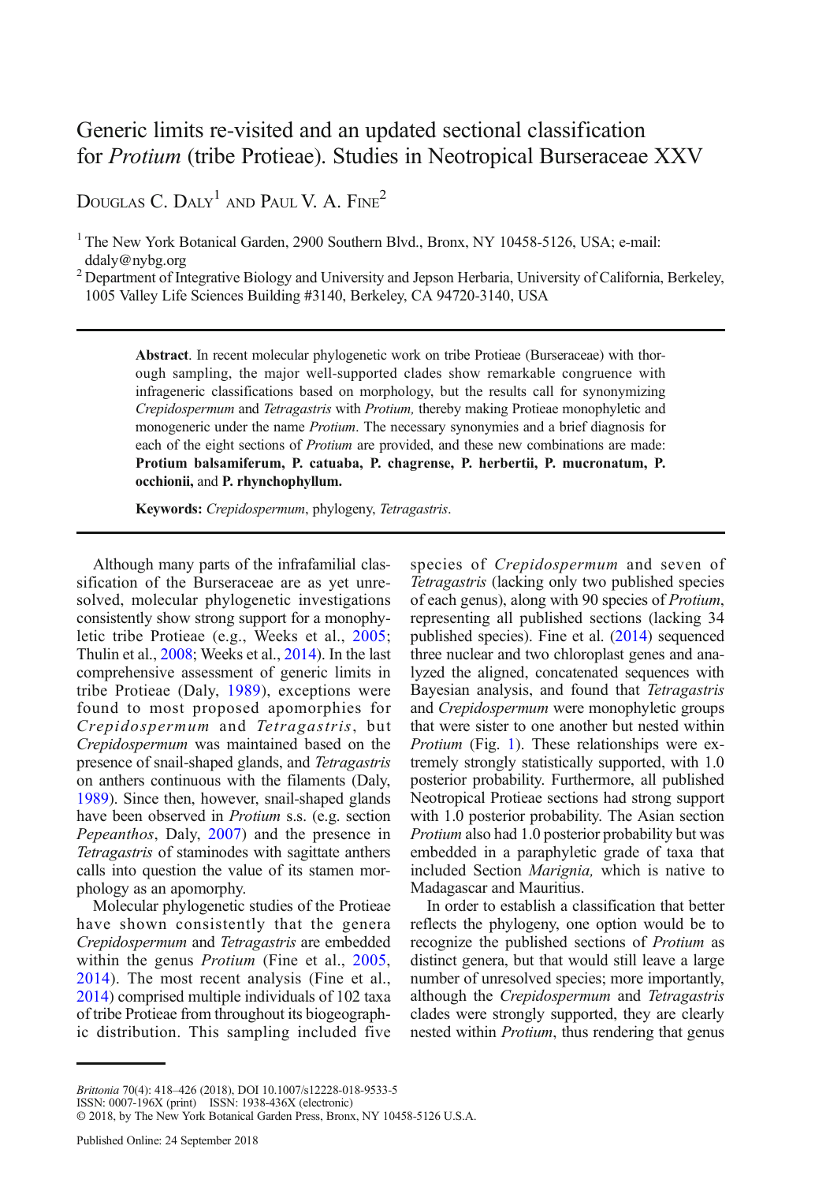# Generic limits re-visited and an updated sectional classification for *Protium* (tribe Protieae). Studies in Neotropical Burseraceae XXV

Douglas C. Daly[1] and Paul V. A. Fine[2]

[1] The New York Botanical Garden, 2900 Southern Blvd., Bronx, NY 10458-5126, USA; e-mail: ddaly@nybg.org

[2] Department of Integrative Biology and University and Jepson Herbaria, University of California, Berkeley, 1005 Valley Life Sciences Building #3140, Berkeley, CA 94720-3140, USA

---

**Abstract**. In recent molecular phylogenetic work on tribe Protieae (Burseraceae) with thorough sampling, the major well-supported clades show remarkable congruence with infrageneric classifications based on morphology, but the results call for synonymizing *Crepidospermum* and *Tetragastris* with *Protium,* thereby making Protieae monophyletic and monogeneric under the name *Protium*. The necessary synonymies and a brief diagnosis for each of the eight sections of *Protium* are provided, and these new combinations are made: **Protium balsamiferum, P. catuaba, P. chagrense, P. herbertii, P. mucronatum, P. occhionii,** and **P. rhynchophyllum.**

**Keywords:** *Crepidospermum*, phylogeny, *Tetragastris*.

---

Although many parts of the infrafamilial classification of the Burseraceae are as yet unresolved, molecular phylogenetic investigations consistently show strong support for a monophyletic tribe Protieae (e.g., Weeks et al., 2005; Thulin et al., 2008; Weeks et al., 2014). In the last comprehensive assessment of generic limits in tribe Protieae (Daly, 1989), exceptions were found to most proposed apomorphies for *Crepidospermum* and *Tetragastris*, but *Crepidospermum* was maintained based on the presence of snail-shaped glands, and *Tetragastris* on anthers continuous with the filaments (Daly, 1989). Since then, however, snail-shaped glands have been observed in *Protium* s.s. (e.g. section *Pepeanthos*, Daly, 2007) and the presence in *Tetragastris* of staminodes with sagittate anthers calls into question the value of its stamen morphology as an apomorphy.

Molecular phylogenetic studies of the Protieae have shown consistently that the genera *Crepidospermum* and *Tetragastris* are embedded within the genus *Protium* (Fine et al., 2005, 2014). The most recent analysis (Fine et al., 2014) comprised multiple individuals of 102 taxa of tribe Protieae from throughout its biogeographic distribution. This sampling included five species of *Crepidospermum* and seven of *Tetragastris* (lacking only two published species of each genus), along with 90 species of *Protium*, representing all published sections (lacking 34 published species). Fine et al. (2014) sequenced three nuclear and two chloroplast genes and analyzed the aligned, concatenated sequences with Bayesian analysis, and found that *Tetragastris* and *Crepidospermum* were monophyletic groups that were sister to one another but nested within *Protium* (Fig. 1). These relationships were extremely strongly statistically supported, with 1.0 posterior probability. Furthermore, all published Neotropical Protieae sections had strong support with 1.0 posterior probability. The Asian section *Protium* also had 1.0 posterior probability but was embedded in a paraphyletic grade of taxa that included Section *Marignia,* which is native to Madagascar and Mauritius.

In order to establish a classification that better reflects the phylogeny, one option would be to recognize the published sections of *Protium* as distinct genera, but that would still leave a large number of unresolved species; more importantly, although the *Crepidospermum* and *Tetragastris* clades were strongly supported, they are clearly nested within *Protium*, thus rendering that genus

---

*Brittonia* 70(4): 418–426 (2018), DOI 10.1007/s12228-018-9533-5
ISSN: 0007-196X (print) ISSN: 1938-436X (electronic)
© 2018, by The New York Botanical Garden Press, Bronx, NY 10458-5126 U.S.A.

Published Online: 24 September 2018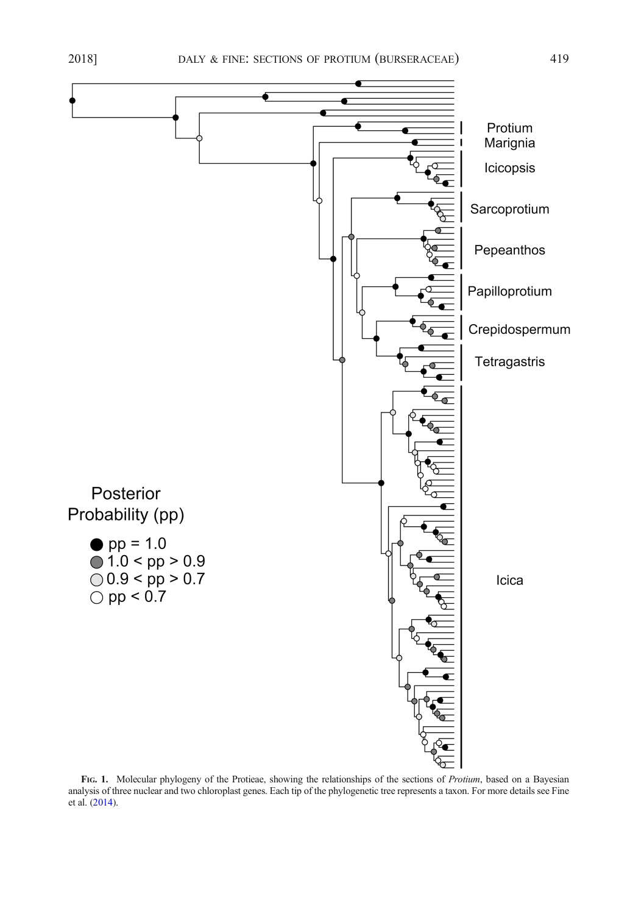**Fig. 1.** Molecular phylogeny of the Protieae, showing the relationships of the sections of *Protium*, based on a Bayesian analysis of three nuclear and two chloroplast genes. Each tip of the phylogenetic tree represents a taxon. For more details see Fine et al. (2014).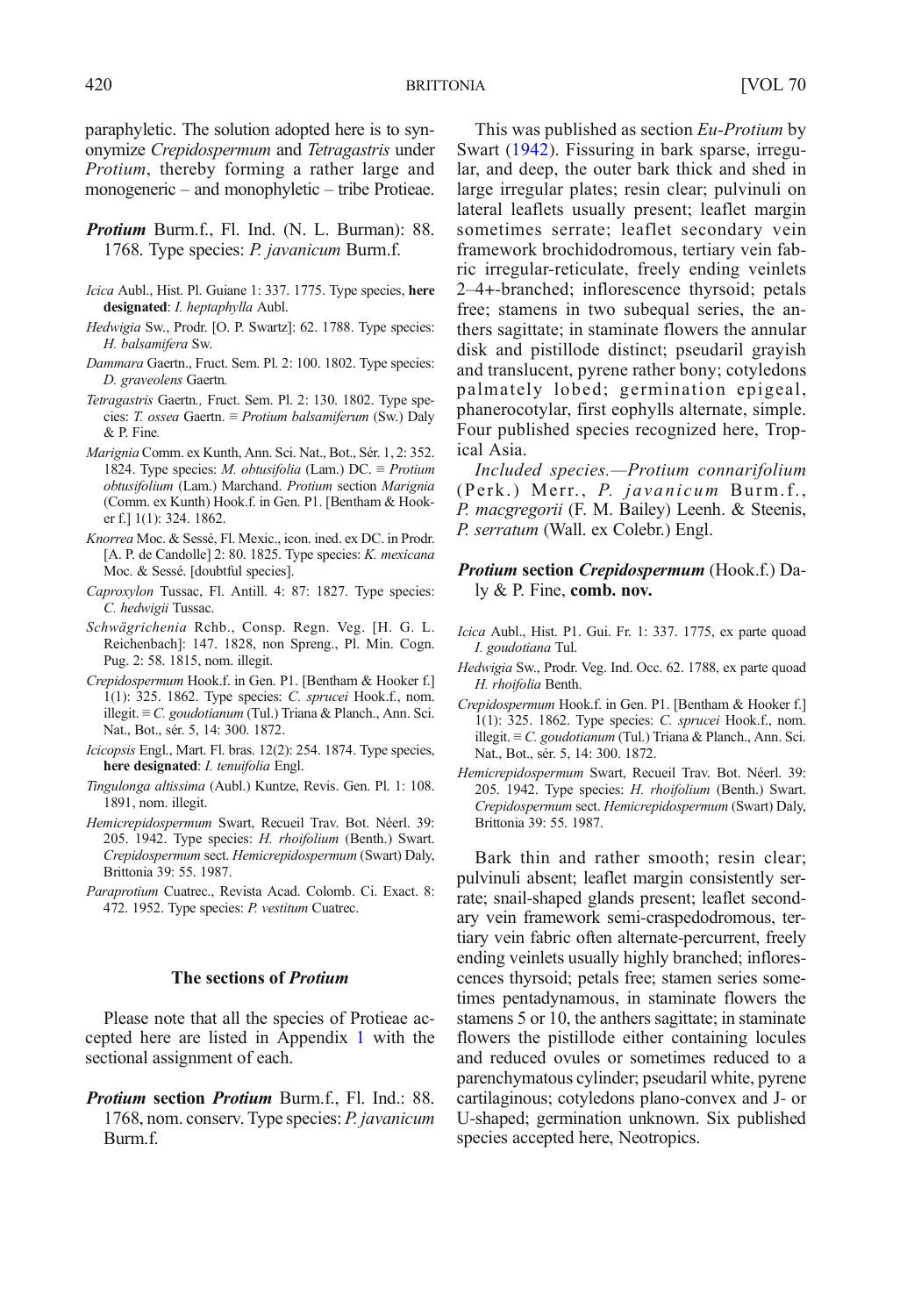paraphyletic. The solution adopted here is to synonymize *Crepidospermum* and *Tetragastris* under *Protium*, thereby forming a rather large and monogeneric – and monophyletic – tribe Protieae.

***Protium*** Burm.f., Fl. Ind. (N. L. Burman): 88. 1768. Type species: *P. javanicum* Burm.f.

*Icica* Aubl., Hist. Pl. Guiane 1: 337. 1775. Type species, **here designated**: *I. heptaphylla* Aubl.

*Hedwigia* Sw., Prodr. [O. P. Swartz]: 62. 1788. Type species: *H. balsamifera* Sw.

*Dammara* Gaertn., Fruct. Sem. Pl. 2: 100. 1802. Type species: *D. graveolens* Gaertn.

*Tetragastris* Gaertn., Fruct. Sem. Pl. 2: 130. 1802. Type species: *T. ossea* Gaertn. ≡ *Protium balsamiferum* (Sw.) Daly & P. Fine.

*Marignia* Comm. ex Kunth, Ann. Sci. Nat., Bot., Sér. 1, 2: 352. 1824. Type species: *M. obtusifolia* (Lam.) DC. ≡ *Protium obtusifolium* (Lam.) Marchand. *Protium* section *Marignia* (Comm. ex Kunth) Hook.f. in Gen. P1. [Bentham & Hooker f.] 1(1): 324. 1862.

*Knorrea* Moc. & Sessé, Fl. Mexic., icon. ined. ex DC. in Prodr. [A. P. de Candolle] 2: 80. 1825. Type species: *K. mexicana* Moc. & Sessé. [doubtful species].

*Caproxylon* Tussac, Fl. Antill. 4: 87: 1827. Type species: *C. hedwigii* Tussac.

*Schwägrichenia* Rchb., Consp. Regn. Veg. [H. G. L. Reichenbach]: 147. 1828, non Spreng., Pl. Min. Cogn. Pug. 2: 58. 1815, nom. illegit.

*Crepidospermum* Hook.f. in Gen. P1. [Bentham & Hooker f.] 1(1): 325. 1862. Type species: *C. sprucei* Hook.f., nom. illegit. ≡ *C. goudotianum* (Tul.) Triana & Planch., Ann. Sci. Nat., Bot., sér. 5, 14: 300. 1872.

*Icicopsis* Engl., Mart. Fl. bras. 12(2): 254. 1874. Type species, **here designated**: *I. tenuifolia* Engl.

*Tingulonga altissima* (Aubl.) Kuntze, Revis. Gen. Pl. 1: 108. 1891, nom. illegit.

*Hemicrepidospermum* Swart, Recueil Trav. Bot. Néerl. 39: 205. 1942. Type species: *H. rhoifolium* (Benth.) Swart. *Crepidospermum* sect. *Hemicrepidospermum* (Swart) Daly, Brittonia 39: 55. 1987.

*Paraprotium* Cuatrec., Revista Acad. Colomb. Ci. Exact. 8: 472. 1952. Type species: *P. vestitum* Cuatrec.

## The sections of *Protium*

Please note that all the species of Protieae accepted here are listed in Appendix 1 with the sectional assignment of each.

***Protium* section *Protium*** Burm.f., Fl. Ind.: 88. 1768, nom. conserv. Type species: *P. javanicum* Burm.f.

This was published as section *Eu-Protium* by Swart (1942). Fissuring in bark sparse, irregular, and deep, the outer bark thick and shed in large irregular plates; resin clear; pulvinuli on lateral leaflets usually present; leaflet margin sometimes serrate; leaflet secondary vein framework brochidodromous, tertiary vein fabric irregular-reticulate, freely ending veinlets 2–4+-branched; inflorescence thyrsoid; petals free; stamens in two subequal series, the anthers sagittate; in staminate flowers the annular disk and pistillode distinct; pseudaril grayish and translucent, pyrene rather bony; cotyledons palmately lobed; germination epigeal, phanerocotylar, first eophylls alternate, simple. Four published species recognized here, Tropical Asia.

*Included species.*—*Protium connarifolium* (Perk.) Merr., *P. javanicum* Burm.f., *P. macgregorii* (F. M. Bailey) Leenh. & Steenis, *P. serratum* (Wall. ex Colebr.) Engl.

***Protium* section *Crepidospermum*** (Hook.f.) Daly & P. Fine, **comb. nov.**

*Icica* Aubl., Hist. P1. Gui. Fr. 1: 337. 1775, ex parte quoad *I. goudotiana* Tul.

*Hedwigia* Sw., Prodr. Veg. Ind. Occ. 62. 1788, ex parte quoad *H. rhoifolia* Benth.

*Crepidospermum* Hook.f. in Gen. P1. [Bentham & Hooker f.] 1(1): 325. 1862. Type species: *C. sprucei* Hook.f., nom. illegit. ≡ *C. goudotianum* (Tul.) Triana & Planch., Ann. Sci. Nat., Bot., sér. 5, 14: 300. 1872.

*Hemicrepidospermum* Swart, Recueil Trav. Bot. Néerl. 39: 205. 1942. Type species: *H. rhoifolium* (Benth.) Swart. *Crepidospermum* sect. *Hemicrepidospermum* (Swart) Daly, Brittonia 39: 55. 1987.

Bark thin and rather smooth; resin clear; pulvinuli absent; leaflet margin consistently serrate; snail-shaped glands present; leaflet secondary vein framework semi-craspedodromous, tertiary vein fabric often alternate-percurrent, freely ending veinlets usually highly branched; inflorescences thyrsoid; petals free; stamen series sometimes pentadynamous, in staminate flowers the stamens 5 or 10, the anthers sagittate; in staminate flowers the pistillode either containing locules and reduced ovules or sometimes reduced to a parenchymatous cylinder; pseudaril white, pyrene cartilaginous; cotyledons plano-convex and J- or U-shaped; germination unknown. Six published species accepted here, Neotropics.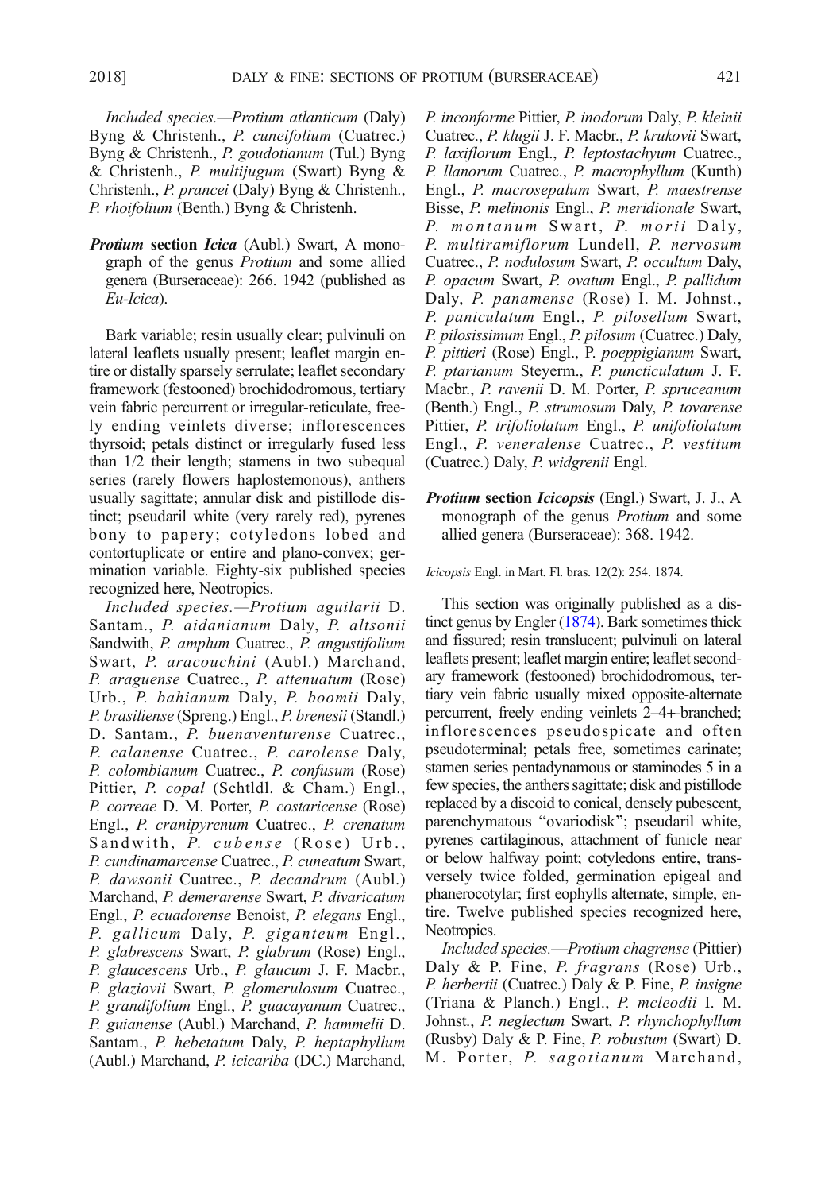*Included species.*—*Protium atlanticum* (Daly) Byng & Christenh., *P. cuneifolium* (Cuatrec.) Byng & Christenh., *P. goudotianum* (Tul.) Byng & Christenh., *P. multijugum* (Swart) Byng & Christenh., *P. prancei* (Daly) Byng & Christenh., *P. rhoifolium* (Benth.) Byng & Christenh.

***Protium* section *Icica*** (Aubl.) Swart, A monograph of the genus *Protium* and some allied genera (Burseraceae): 266. 1942 (published as *Eu-Icica*).

Bark variable; resin usually clear; pulvinuli on lateral leaflets usually present; leaflet margin entire or distally sparsely serrulate; leaflet secondary framework (festooned) brochidodromous, tertiary vein fabric percurrent or irregular-reticulate, freely ending veinlets diverse; inflorescences thyrsoid; petals distinct or irregularly fused less than 1/2 their length; stamens in two subequal series (rarely flowers haplostemonous), anthers usually sagittate; annular disk and pistillode distinct; pseudaril white (very rarely red), pyrenes bony to papery; cotyledons lobed and contortuplicate or entire and plano-convex; germination variable. Eighty-six published species recognized here, Neotropics.

*Included species.*—*Protium aguilarii* D. Santam., *P. aidanianum* Daly, *P. altsonii* Sandwith, *P. amplum* Cuatrec., *P. angustifolium* Swart, *P. aracouchini* (Aubl.) Marchand, *P. araguense* Cuatrec., *P. attenuatum* (Rose) Urb., *P. bahianum* Daly, *P. boomii* Daly, *P. brasiliense* (Spreng.) Engl., *P. brenesii* (Standl.) D. Santam., *P. buenaventurense* Cuatrec., *P. calanense* Cuatrec., *P. carolense* Daly, *P. colombianum* Cuatrec., *P. confusum* (Rose) Pittier, *P. copal* (Schtldl. & Cham.) Engl., *P. correae* D. M. Porter, *P. costaricense* (Rose) Engl., *P. cranipyrenum* Cuatrec., *P. crenatum* Sandwith, *P. cubense* (Rose) Urb., *P. cundinamarcense* Cuatrec., *P. cuneatum* Swart, *P. dawsonii* Cuatrec., *P. decandrum* (Aubl.) Marchand, *P. demerarense* Swart, *P. divaricatum* Engl., *P. ecuadorense* Benoist, *P. elegans* Engl., *P. gallicum* Daly, *P. giganteum* Engl., *P. glabrescens* Swart, *P. glabrum* (Rose) Engl., *P. glaucescens* Urb., *P. glaucum* J. F. Macbr., *P. glaziovii* Swart, *P. glomerulosum* Cuatrec., *P. grandifolium* Engl., *P. guacayanum* Cuatrec., *P. guianense* (Aubl.) Marchand, *P. hammelii* D. Santam., *P. hebetatum* Daly, *P. heptaphyllum* (Aubl.) Marchand, *P. icicariba* (DC.) Marchand, *P. inconforme* Pittier, *P. inodorum* Daly, *P. kleinii* Cuatrec., *P. klugii* J. F. Macbr., *P. krukovii* Swart, *P. laxiflorum* Engl., *P. leptostachyum* Cuatrec., *P. llanorum* Cuatrec., *P. macrophyllum* (Kunth) Engl., *P. macrosepalum* Swart, *P. maestrense* Bisse, *P. melinonis* Engl., *P. meridionale* Swart, *P. montanum* Swart, *P. morii* Daly, *P. multiramiflorum* Lundell, *P. nervosum* Cuatrec., *P. nodulosum* Swart, *P. occultum* Daly, *P. opacum* Swart, *P. ovatum* Engl., *P. pallidum* Daly, *P. panamense* (Rose) I. M. Johnst., *P. paniculatum* Engl., *P. pilosellum* Swart, *P. pilosissimum* Engl., *P. pilosum* (Cuatrec.) Daly, *P. pittieri* (Rose) Engl., P. *poeppigianum* Swart, *P. ptarianum* Steyerm., *P. puncticulatum* J. F. Macbr., *P. ravenii* D. M. Porter, *P. spruceanum* (Benth.) Engl., *P. strumosum* Daly, *P. tovarense* Pittier, *P. trifoliolatum* Engl., *P. unifoliolatum* Engl., *P. veneralense* Cuatrec., *P. vestitum* (Cuatrec.) Daly, *P. widgrenii* Engl.

***Protium* section *Icicopsis*** (Engl.) Swart, J. J., A monograph of the genus *Protium* and some allied genera (Burseraceae): 368. 1942.

*Icicopsis* Engl. in Mart. Fl. bras. 12(2): 254. 1874.

This section was originally published as a distinct genus by Engler (1874). Bark sometimes thick and fissured; resin translucent; pulvinuli on lateral leaflets present; leaflet margin entire; leaflet secondary framework (festooned) brochidodromous, tertiary vein fabric usually mixed opposite-alternate percurrent, freely ending veinlets 2–4+-branched; inflorescences pseudospicate and often pseudoterminal; petals free, sometimes carinate; stamen series pentadynamous or staminodes 5 in a few species, the anthers sagittate; disk and pistillode replaced by a discoid to conical, densely pubescent, parenchymatous "ovariodisk"; pseudaril white, pyrenes cartilaginous, attachment of funicle near or below halfway point; cotyledons entire, transversely twice folded, germination epigeal and phanerocotylar; first eophylls alternate, simple, entire. Twelve published species recognized here, Neotropics.

*Included species.*—*Protium chagrense* (Pittier) Daly & P. Fine, *P. fragrans* (Rose) Urb., *P. herbertii* (Cuatrec.) Daly & P. Fine, *P. insigne* (Triana & Planch.) Engl., *P. mcleodii* I. M. Johnst., *P. neglectum* Swart, *P. rhynchophyllum* (Rusby) Daly & P. Fine, *P. robustum* (Swart) D. M. Porter, *P. sagotianum* Marchand,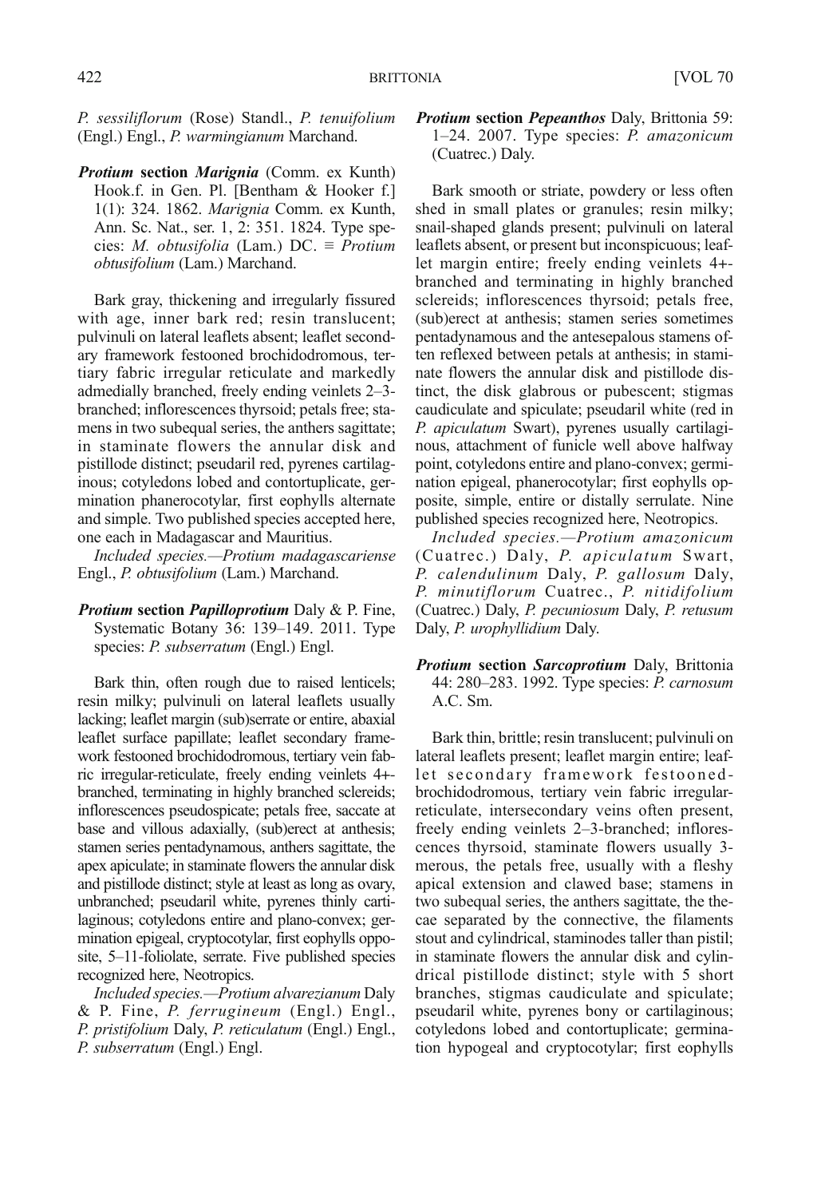*P. sessiliflorum* (Rose) Standl., *P. tenuifolium* (Engl.) Engl., *P. warmingianum* Marchand.

***Protium* section *Marignia*** (Comm. ex Kunth) Hook.f. in Gen. Pl. [Bentham & Hooker f.] 1(1): 324. 1862. *Marignia* Comm. ex Kunth, Ann. Sc. Nat., ser. 1, 2: 351. 1824. Type species: *M. obtusifolia* (Lam.) DC. ≡ *Protium obtusifolium* (Lam.) Marchand.

Bark gray, thickening and irregularly fissured with age, inner bark red; resin translucent; pulvinuli on lateral leaflets absent; leaflet secondary framework festooned brochidodromous, tertiary fabric irregular reticulate and markedly admedially branched, freely ending veinlets 2–3-branched; inflorescences thyrsoid; petals free; stamens in two subequal series, the anthers sagittate; in staminate flowers the annular disk and pistillode distinct; pseudaril red, pyrenes cartilaginous; cotyledons lobed and contortuplicate, germination phanerocotylar, first eophylls alternate and simple. Two published species accepted here, one each in Madagascar and Mauritius.

*Included species.—Protium madagascariense* Engl., *P. obtusifolium* (Lam.) Marchand.

***Protium* section *Papilloprotium*** Daly & P. Fine, Systematic Botany 36: 139–149. 2011. Type species: *P. subserratum* (Engl.) Engl.

Bark thin, often rough due to raised lenticels; resin milky; pulvinuli on lateral leaflets usually lacking; leaflet margin (sub)serrate or entire, abaxial leaflet surface papillate; leaflet secondary framework festooned brochidodromous, tertiary vein fabric irregular-reticulate, freely ending veinlets 4+-branched, terminating in highly branched sclereids; inflorescences pseudospicate; petals free, saccate at base and villous adaxially, (sub)erect at anthesis; stamen series pentadynamous, anthers sagittate, the apex apiculate; in staminate flowers the annular disk and pistillode distinct; style at least as long as ovary, unbranched; pseudaril white, pyrenes thinly cartilaginous; cotyledons entire and plano-convex; germination epigeal, cryptocotylar, first eophylls opposite, 5–11-foliolate, serrate. Five published species recognized here, Neotropics.

*Included species.—Protium alvarezianum* Daly & P. Fine, *P. ferrugineum* (Engl.) Engl., *P. pristifolium* Daly, *P. reticulatum* (Engl.) Engl., *P. subserratum* (Engl.) Engl.

***Protium* section *Pepeanthos*** Daly, Brittonia 59: 1–24. 2007. Type species: *P. amazonicum* (Cuatrec.) Daly.

Bark smooth or striate, powdery or less often shed in small plates or granules; resin milky; snail-shaped glands present; pulvinuli on lateral leaflets absent, or present but inconspicuous; leaflet margin entire; freely ending veinlets 4+-branched and terminating in highly branched sclereids; inflorescences thyrsoid; petals free, (sub)erect at anthesis; stamen series sometimes pentadynamous and the antesepalous stamens often reflexed between petals at anthesis; in staminate flowers the annular disk and pistillode distinct, the disk glabrous or pubescent; stigmas caudiculate and spiculate; pseudaril white (red in *P. apiculatum* Swart), pyrenes usually cartilaginous, attachment of funicle well above halfway point, cotyledons entire and plano-convex; germination epigeal, phanerocotylar; first eophylls opposite, simple, entire or distally serrulate. Nine published species recognized here, Neotropics.

*Included species.—Protium amazonicum* (Cuatrec.) Daly, *P. apiculatum* Swart, *P. calendulinum* Daly, *P. gallosum* Daly, *P. minutiflorum* Cuatrec., *P. nitidifolium* (Cuatrec.) Daly, *P. pecuniosum* Daly, *P. retusum* Daly, *P. urophyllidium* Daly.

***Protium* section *Sarcoprotium*** Daly, Brittonia 44: 280–283. 1992. Type species: *P. carnosum* A.C. Sm.

Bark thin, brittle; resin translucent; pulvinuli on lateral leaflets present; leaflet margin entire; leaflet secondary framework festooned-brochidodromous, tertiary vein fabric irregular-reticulate, intersecondary veins often present, freely ending veinlets 2–3-branched; inflorescences thyrsoid, staminate flowers usually 3-merous, the petals free, usually with a fleshy apical extension and clawed base; stamens in two subequal series, the anthers sagittate, the thecae separated by the connective, the filaments stout and cylindrical, staminodes taller than pistil; in staminate flowers the annular disk and cylindrical pistillode distinct; style with 5 short branches, stigmas caudiculate and spiculate; pseudaril white, pyrenes bony or cartilaginous; cotyledons lobed and contortuplicate; germination hypogeal and cryptocotylar; first eophylls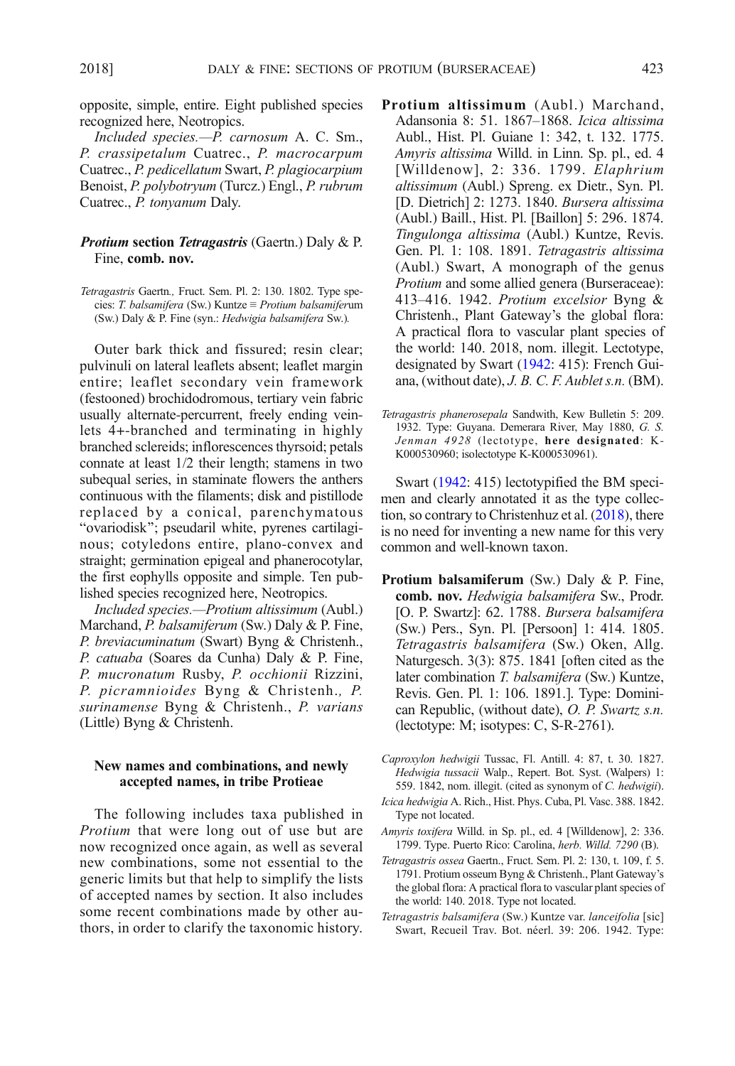opposite, simple, entire. Eight published species recognized here, Neotropics.

*Included species.—P. carnosum* A. C. Sm., *P. crassipetalum* Cuatrec., *P. macrocarpum* Cuatrec., *P. pedicellatum* Swart, *P. plagiocarpium* Benoist, *P. polybotryum* (Turcz.) Engl., *P. rubrum* Cuatrec., *P. tonyanum* Daly.

***Protium* section *Tetragastris*** **(Gaertn.) Daly & P. Fine, comb. nov.**

*Tetragastris* Gaertn., Fruct. Sem. Pl. 2: 130. 1802. Type species: *T. balsamifera* (Sw.) Kuntze ≡ *Protium balsamiferum* (Sw.) Daly & P. Fine (syn.: *Hedwigia balsamifera* Sw.).

Outer bark thick and fissured; resin clear; pulvinuli on lateral leaflets absent; leaflet margin entire; leaflet secondary vein framework (festooned) brochidodromous, tertiary vein fabric usually alternate-percurrent, freely ending veinlets 4+-branched and terminating in highly branched sclereids; inflorescences thyrsoid; petals connate at least 1/2 their length; stamens in two subequal series, in staminate flowers the anthers continuous with the filaments; disk and pistillode replaced by a conical, parenchymatous "ovariodisk"; pseudaril white, pyrenes cartilaginous; cotyledons entire, plano-convex and straight; germination epigeal and phanerocotylar, the first eophylls opposite and simple. Ten published species recognized here, Neotropics.

*Included species.—Protium altissimum* (Aubl.) Marchand, *P. balsamiferum* (Sw.) Daly & P. Fine, *P. breviacuminatum* (Swart) Byng & Christenh., *P. catuaba* (Soares da Cunha) Daly & P. Fine, *P. mucronatum* Rusby, *P. occhionii* Rizzini, *P. picramnioides* Byng & Christenh., *P. surinamense* Byng & Christenh., *P. varians* (Little) Byng & Christenh.

## New names and combinations, and newly accepted names, in tribe Protieae

The following includes taxa published in *Protium* that were long out of use but are now recognized once again, as well as several new combinations, some not essential to the generic limits but that help to simplify the lists of accepted names by section. It also includes some recent combinations made by other authors, in order to clarify the taxonomic history.

**Protium altissimum** (Aubl.) Marchand, Adansonia 8: 51. 1867–1868. *Icica altissima* Aubl., Hist. Pl. Guiane 1: 342, t. 132. 1775. *Amyris altissima* Willd. in Linn. Sp. pl., ed. 4 [Willdenow], 2: 336. 1799. *Elaphrium altissimum* (Aubl.) Spreng. ex Dietr., Syn. Pl. [D. Dietrich] 2: 1273. 1840. *Bursera altissima* (Aubl.) Baill., Hist. Pl. [Baillon] 5: 296. 1874. *Tingulonga altissima* (Aubl.) Kuntze, Revis. Gen. Pl. 1: 108. 1891. *Tetragastris altissima* (Aubl.) Swart, A monograph of the genus *Protium* and some allied genera (Burseraceae): 413–416. 1942. *Protium excelsior* Byng & Christenh., Plant Gateway's the global flora: A practical flora to vascular plant species of the world: 140. 2018, nom. illegit. Lectotype, designated by Swart (1942: 415): French Guiana, (without date), *J. B. C. F. Aublet s.n.* (BM).

*Tetragastris phanerosepala* Sandwith, Kew Bulletin 5: 209. 1932. Type: Guyana. Demerara River, May 1880, *G. S. Jenman 4928* (lectotype, **here designated**: K-K000530960; isolectotype K-K000530961).

Swart (1942: 415) lectotypified the BM specimen and clearly annotated it as the type collection, so contrary to Christenhuz et al. (2018), there is no need for inventing a new name for this very common and well-known taxon.

**Protium balsamiferum** (Sw.) Daly & P. Fine, **comb. nov.** *Hedwigia balsamifera* Sw., Prodr. [O. P. Swartz]: 62. 1788. *Bursera balsamifera* (Sw.) Pers., Syn. Pl. [Persoon] 1: 414. 1805. *Tetragastris balsamifera* (Sw.) Oken, Allg. Naturgesch. 3(3): 875. 1841 [often cited as the later combination *T. balsamifera* (Sw.) Kuntze, Revis. Gen. Pl. 1: 106. 1891.]. Type: Dominican Republic, (without date), *O. P. Swartz s.n.* (lectotype: M; isotypes: C, S-R-2761).

*Caproxylon hedwigii* Tussac, Fl. Antill. 4: 87, t. 30. 1827. *Hedwigia tussacii* Walp., Repert. Bot. Syst. (Walpers) 1: 559. 1842, nom. illegit. (cited as synonym of *C. hedwigii*).

*Icica hedwigia* A. Rich., Hist. Phys. Cuba, Pl. Vasc. 388. 1842. Type not located.

*Amyris toxifera* Willd. in Sp. pl., ed. 4 [Willdenow], 2: 336. 1799. Type. Puerto Rico: Carolina, *herb. Willd. 7290* (B).

*Tetragastris ossea* Gaertn., Fruct. Sem. Pl. 2: 130, t. 109, f. 5. 1791. Protium osseum Byng & Christenh., Plant Gateway's the global flora: A practical flora to vascular plant species of the world: 140. 2018. Type not located.

*Tetragastris balsamifera* (Sw.) Kuntze var. *lanceifolia* [sic] Swart, Recueil Trav. Bot. néerl. 39: 206. 1942. Type: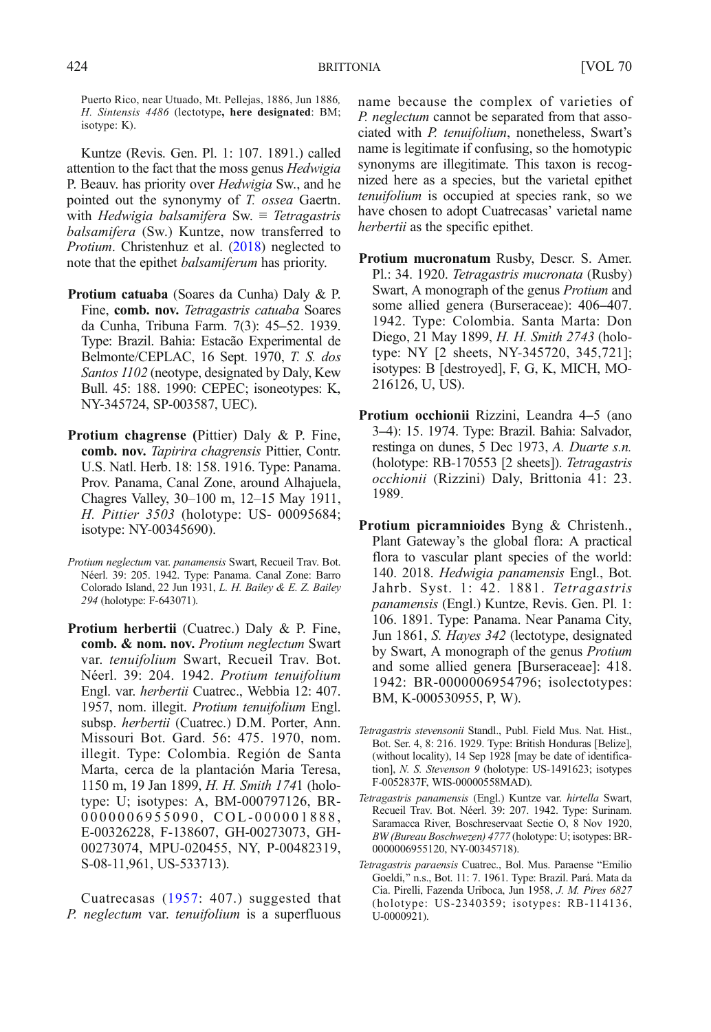Puerto Rico, near Utuado, Mt. Pellejas, 1886, Jun 1886, *H. Sintensis 4486* (lectotype, **here designated**: BM; isotype: K).

Kuntze (Revis. Gen. Pl. 1: 107. 1891.) called attention to the fact that the moss genus *Hedwigia* P. Beauv. has priority over *Hedwigia* Sw., and he pointed out the synonymy of *T. ossea* Gaertn. with *Hedwigia balsamifera* Sw. ≡ *Tetragastris balsamifera* (Sw.) Kuntze, now transferred to *Protium*. Christenhuz et al. (2018) neglected to note that the epithet *balsamiferum* has priority.

**Protium catuaba** (Soares da Cunha) Daly & P. Fine, **comb. nov.** *Tetragastris catuaba* Soares da Cunha, Tribuna Farm. 7(3): 45–52. 1939. Type: Brazil. Bahia: Estacão Experimental de Belmonte/CEPLAC, 16 Sept. 1970, *T. S. dos Santos 1102* (neotype, designated by Daly, Kew Bull. 45: 188. 1990: CEPEC; isoneotypes: K, NY-345724, SP-003587, UEC).

**Protium chagrense (**Pittier) Daly & P. Fine, **comb. nov.** *Tapirira chagrensis* Pittier, Contr. U.S. Natl. Herb. 18: 158. 1916. Type: Panama. Prov. Panama, Canal Zone, around Alhajuela, Chagres Valley, 30–100 m, 12–15 May 1911, *H. Pittier 3503* (holotype: US- 00095684; isotype: NY-00345690).

*Protium neglectum* var. *panamensis* Swart, Recueil Trav. Bot. Néerl. 39: 205. 1942. Type: Panama. Canal Zone: Barro Colorado Island, 22 Jun 1931, *L. H. Bailey & E. Z. Bailey 294* (holotype: F-643071).

**Protium herbertii** (Cuatrec.) Daly & P. Fine, **comb. & nom. nov.** *Protium neglectum* Swart var. *tenuifolium* Swart, Recueil Trav. Bot. Néerl. 39: 204. 1942. *Protium tenuifolium* Engl. var. *herbertii* Cuatrec., Webbia 12: 407. 1957, nom. illegit. *Protium tenuifolium* Engl. subsp. *herbertii* (Cuatrec.) D.M. Porter, Ann. Missouri Bot. Gard. 56: 475. 1970, nom. illegit. Type: Colombia. Región de Santa Marta, cerca de la plantación Maria Teresa, 1150 m, 19 Jan 1899, *H. H. Smith 1741* (holotype: U; isotypes: A, BM-000797126, BR-0000006955090, COL-000001888, E-00326228, F-138607, GH-00273073, GH-00273074, MPU-020455, NY, P-00482319, S-08-11,961, US-533713).

Cuatrecasas (1957: 407.) suggested that *P. neglectum* var. *tenuifolium* is a superfluous name because the complex of varieties of *P. neglectum* cannot be separated from that associated with *P. tenuifolium*, nonetheless, Swart's name is legitimate if confusing, so the homotypic synonyms are illegitimate. This taxon is recognized here as a species, but the varietal epithet *tenuifolium* is occupied at species rank, so we have chosen to adopt Cuatrecasas' varietal name *herbertii* as the specific epithet.

**Protium mucronatum** Rusby, Descr. S. Amer. Pl.: 34. 1920. *Tetragastris mucronata* (Rusby) Swart, A monograph of the genus *Protium* and some allied genera (Burseraceae): 406–407. 1942. Type: Colombia. Santa Marta: Don Diego, 21 May 1899, *H. H. Smith 2743* (holotype: NY [2 sheets, NY-345720, 345,721]; isotypes: B [destroyed], F, G, K, MICH, MO-216126, U, US).

**Protium occhionii** Rizzini, Leandra 4–5 (ano 3–4): 15. 1974. Type: Brazil. Bahia: Salvador, restinga on dunes, 5 Dec 1973, *A. Duarte s.n.* (holotype: RB-170553 [2 sheets]). *Tetragastris occhionii* (Rizzini) Daly, Brittonia 41: 23. 1989.

**Protium picramnioides** Byng & Christenh., Plant Gateway's the global flora: A practical flora to vascular plant species of the world: 140. 2018. *Hedwigia panamensis* Engl., Bot. Jahrb. Syst. 1: 42. 1881. *Tetragastris panamensis* (Engl.) Kuntze, Revis. Gen. Pl. 1: 106. 1891. Type: Panama. Near Panama City, Jun 1861, *S. Hayes 342* (lectotype, designated by Swart, A monograph of the genus *Protium* and some allied genera [Burseraceae]: 418. 1942: BR-0000006954796; isolectotypes: BM, K-000530955, P, W).

*Tetragastris stevensonii* Standl., Publ. Field Mus. Nat. Hist., Bot. Ser. 4, 8: 216. 1929. Type: British Honduras [Belize], (without locality), 14 Sep 1928 [may be date of identification], *N. S. Stevenson 9* (holotype: US-1491623; isotypes F-0052837F, WIS-00000558MAD).

*Tetragastris panamensis* (Engl.) Kuntze var. *hirtella* Swart, Recueil Trav. Bot. Néerl. 39: 207. 1942. Type: Surinam. Saramacca River, Boschreservaat Sectie O, 8 Nov 1920, *BW (Bureau Boschwezen) 4777* (holotype: U; isotypes: BR-0000006955120, NY-00345718).

*Tetragastris paraensis* Cuatrec., Bol. Mus. Paraense "Emilio Goeldi," n.s., Bot. 11: 7. 1961. Type: Brazil. Pará. Mata da Cia. Pirelli, Fazenda Uriboca, Jun 1958, *J. M. Pires 6827* (holotype: US-2340359; isotypes: RB-114136, U-0000921).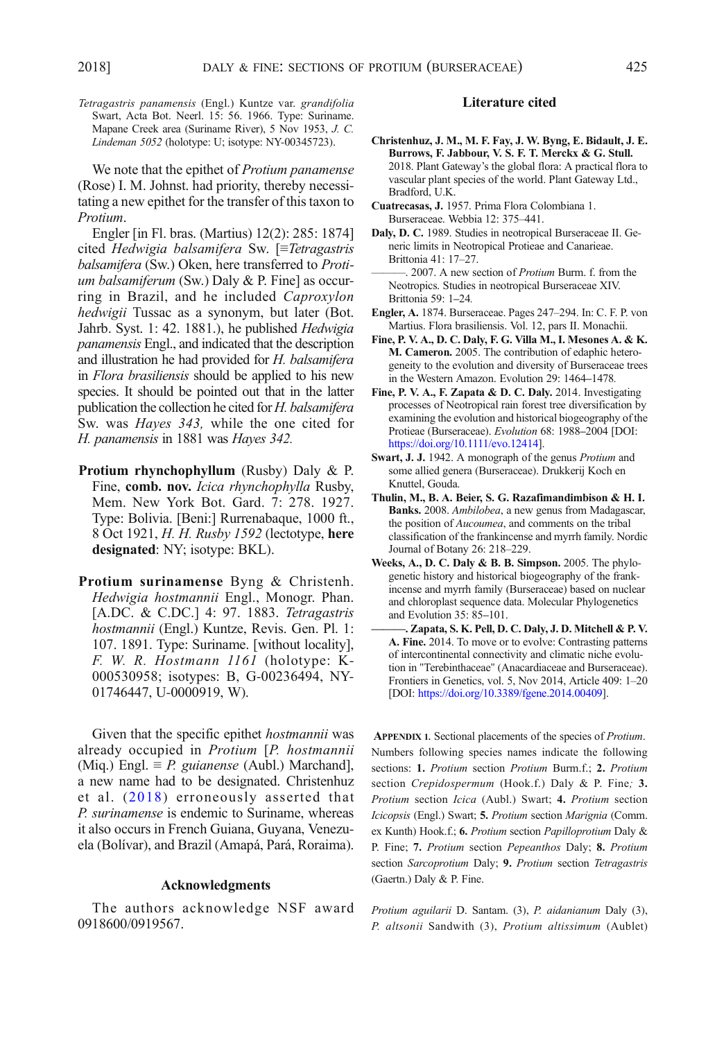*Tetragastris panamensis* (Engl.) Kuntze var. *grandifolia* Swart, Acta Bot. Neerl. 15: 56. 1966. Type: Suriname. Mapane Creek area (Suriname River), 5 Nov 1953, *J. C. Lindeman 5052* (holotype: U; isotype: NY-00345723).

We note that the epithet of *Protium panamense* (Rose) I. M. Johnst. had priority, thereby necessitating a new epithet for the transfer of this taxon to *Protium*.

Engler [in Fl. bras. (Martius) 12(2): 285: 1874] cited *Hedwigia balsamifera* Sw. [≡*Tetragastris balsamifera* (Sw.) Oken, here transferred to *Protium balsamiferum* (Sw.) Daly & P. Fine] as occurring in Brazil, and he included *Caproxylon hedwigii* Tussac as a synonym, but later (Bot. Jahrb. Syst. 1: 42. 1881.), he published *Hedwigia panamensis* Engl., and indicated that the description and illustration he had provided for *H. balsamifera* in *Flora brasiliensis* should be applied to his new species. It should be pointed out that in the latter publication the collection he cited for *H. balsamifera* Sw. was *Hayes 343,* while the one cited for *H. panamensis* in 1881 was *Hayes 342.*

**Protium rhynchophyllum** (Rusby) Daly & P. Fine, **comb. nov.** *Icica rhynchophylla* Rusby, Mem. New York Bot. Gard. 7: 278. 1927. Type: Bolivia. [Beni:] Rurrenabaque, 1000 ft., 8 Oct 1921, *H. H. Rusby 1592* (lectotype, **here designated**: NY; isotype: BKL).

**Protium surinamense** Byng & Christenh. *Hedwigia hostmannii* Engl., Monogr. Phan. [A.DC. & C.DC.] 4: 97. 1883. *Tetragastris hostmannii* (Engl.) Kuntze, Revis. Gen. Pl. 1: 107. 1891. Type: Suriname. [without locality], *F. W. R. Hostmann 1161* (holotype: K-000530958; isotypes: B, G-00236494, NY-01746447, U-0000919, W).

Given that the specific epithet *hostmannii* was already occupied in *Protium* [*P. hostmannii* (Miq.) Engl. ≡ *P. guianense* (Aubl.) Marchand], a new name had to be designated. Christenhuz et al. (2018) erroneously asserted that *P. surinamense* is endemic to Suriname, whereas it also occurs in French Guiana, Guyana, Venezuela (Bolívar), and Brazil (Amapá, Pará, Roraima).

## Acknowledgments

The authors acknowledge NSF award 0918600/0919567.

## Literature cited

**Christenhuz, J. M., M. F. Fay, J. W. Byng, E. Bidault, J. E. Burrows, F. Jabbour, V. S. F. T. Merckx & G. Stull.** 2018. Plant Gateway's the global flora: A practical flora to vascular plant species of the world. Plant Gateway Ltd., Bradford, U.K.

**Cuatrecasas, J.** 1957. Prima Flora Colombiana 1. Burseraceae. Webbia 12: 375–441.

**Daly, D. C.** 1989. Studies in neotropical Burseraceae II. Generic limits in Neotropical Protieae and Canarieae. Brittonia 41: 17–27.

———. 2007. A new section of *Protium* Burm. f. from the Neotropics. Studies in neotropical Burseraceae XIV. Brittonia 59: 1–24.

**Engler, A.** 1874. Burseraceae. Pages 247–294. In: C. F. P. von Martius. Flora brasiliensis. Vol. 12, pars II. Monachii.

**Fine, P. V. A., D. C. Daly, F. G. Villa M., I. Mesones A. & K. M. Cameron.** 2005. The contribution of edaphic heterogeneity to the evolution and diversity of Burseraceae trees in the Western Amazon. Evolution 29: 1464–1478.

**Fine, P. V. A., F. Zapata & D. C. Daly.** 2014. Investigating processes of Neotropical rain forest tree diversification by examining the evolution and historical biogeography of the Protieae (Burseraceae). *Evolution* 68: 1988–2004 [DOI: https://doi.org/10.1111/evo.12414].

**Swart, J. J.** 1942. A monograph of the genus *Protium* and some allied genera (Burseraceae). Drukkerij Koch en Knuttel, Gouda.

**Thulin, M., B. A. Beier, S. G. Razafimandimbison & H. I. Banks.** 2008. *Ambilobea*, a new genus from Madagascar, the position of *Aucoumea*, and comments on the tribal classification of the frankincense and myrrh family. Nordic Journal of Botany 26: 218–229.

**Weeks, A., D. C. Daly & B. B. Simpson.** 2005. The phylogenetic history and historical biogeography of the frankincense and myrrh family (Burseraceae) based on nuclear and chloroplast sequence data. Molecular Phylogenetics and Evolution 35: 85–101.

**———. Zapata, S. K. Pell, D. C. Daly, J. D. Mitchell & P. V. A. Fine.** 2014. To move or to evolve: Contrasting patterns of intercontinental connectivity and climatic niche evolution in "Terebinthaceae" (Anacardiaceae and Burseraceae). Frontiers in Genetics, vol. 5, Nov 2014, Article 409: 1–20 [DOI: https://doi.org/10.3389/fgene.2014.00409].

**Appendix 1.** Sectional placements of the species of *Protium*. Numbers following species names indicate the following sections: **1.** *Protium* section *Protium* Burm.f.; **2.** *Protium* section *Crepidospermum* (Hook.f.) Daly & P. Fine; **3.** *Protium* section *Icica* (Aubl.) Swart; **4.** *Protium* section *Icicopsis* (Engl.) Swart; **5.** *Protium* section *Marignia* (Comm. ex Kunth) Hook.f.; **6.** *Protium* section *Papilloprotium* Daly & P. Fine; **7.** *Protium* section *Pepeanthos* Daly; **8.** *Protium* section *Sarcoprotium* Daly; **9.** *Protium* section *Tetragastris* (Gaertn.) Daly & P. Fine.

*Protium aguilarii* D. Santam. (3), *P. aidanianum* Daly (3), *P. altsonii* Sandwith (3), *Protium altissimum* (Aublet)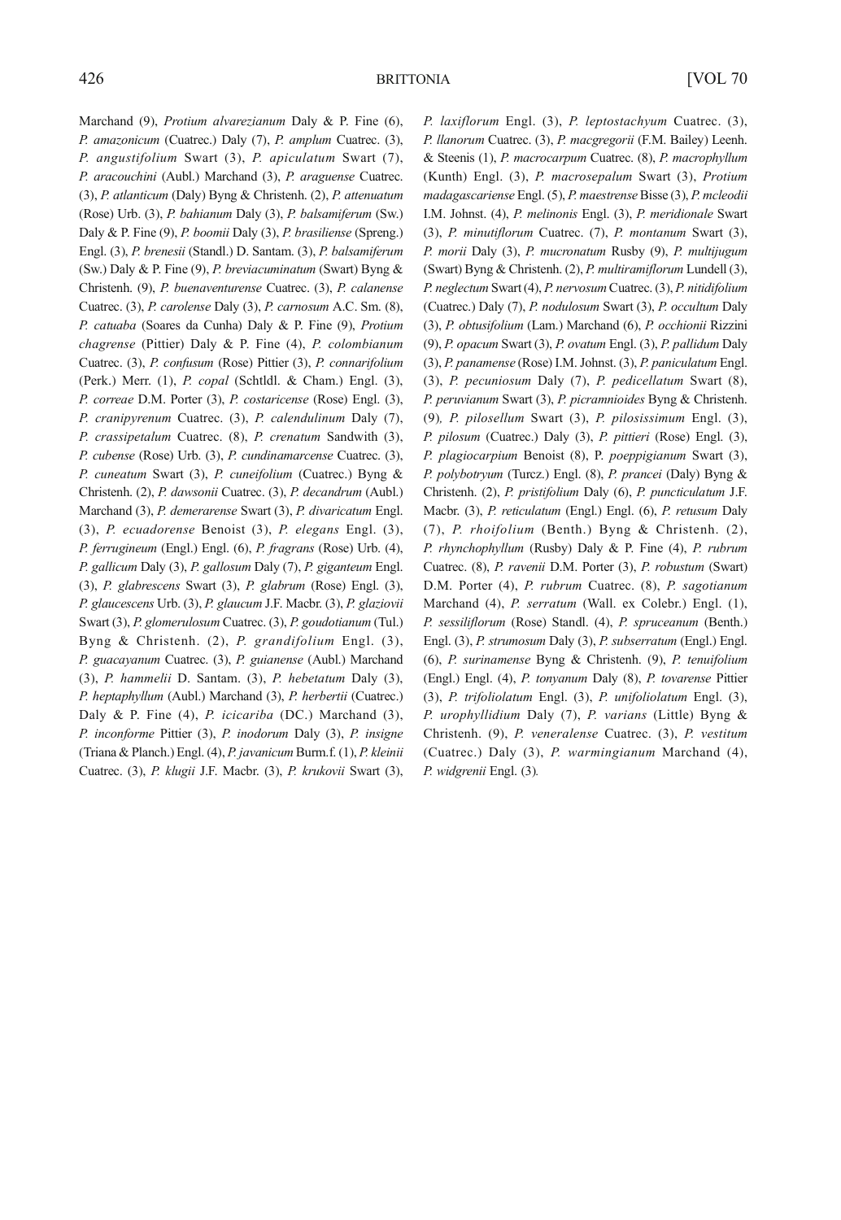Marchand (9), *Protium alvarezianum* Daly & P. Fine (6), *P. amazonicum* (Cuatrec.) Daly (7), *P. amplum* Cuatrec. (3), *P. angustifolium* Swart (3), *P. apiculatum* Swart (7), *P. aracouchini* (Aubl.) Marchand (3), *P. araguense* Cuatrec. (3), *P. atlanticum* (Daly) Byng & Christenh. (2), *P. attenuatum* (Rose) Urb. (3), *P. bahianum* Daly (3), *P. balsamiferum* (Sw.) Daly & P. Fine (9), *P. boomii* Daly (3), *P. brasiliense* (Spreng.) Engl. (3), *P. brenesii* (Standl.) D. Santam. (3), *P. balsamiferum* (Sw.) Daly & P. Fine (9), *P. breviacuminatum* (Swart) Byng & Christenh. (9), *P. buenaventurense* Cuatrec. (3), *P. calanense* Cuatrec. (3), *P. carolense* Daly (3), *P. carnosum* A.C. Sm. (8), *P. catuaba* (Soares da Cunha) Daly & P. Fine (9), *Protium chagrense* (Pittier) Daly & P. Fine (4), *P. colombianum* Cuatrec. (3), *P. confusum* (Rose) Pittier (3), *P. connarifolium* (Perk.) Merr. (1), *P. copal* (Schtldl. & Cham.) Engl. (3), *P. correae* D.M. Porter (3), *P. costaricense* (Rose) Engl. (3), *P. cranipyrenum* Cuatrec. (3), *P. calendulinum* Daly (7), *P. crassipetalum* Cuatrec. (8), *P. crenatum* Sandwith (3), *P. cubense* (Rose) Urb. (3), *P. cundinamarcense* Cuatrec. (3), *P. cuneatum* Swart (3), *P. cuneifolium* (Cuatrec.) Byng & Christenh. (2), *P. dawsonii* Cuatrec. (3), *P. decandrum* (Aubl.) Marchand (3), *P. demerarense* Swart (3), *P. divaricatum* Engl. (3), *P. ecuadorense* Benoist (3), *P. elegans* Engl. (3), *P. ferrugineum* (Engl.) Engl. (6), *P. fragrans* (Rose) Urb. (4), *P. gallicum* Daly (3), *P. gallosum* Daly (7), *P. giganteum* Engl. (3), *P. glabrescens* Swart (3), *P. glabrum* (Rose) Engl. (3), *P. glaucescens* Urb. (3), *P. glaucum* J.F. Macbr. (3), *P. glaziovii* Swart (3), *P. glomerulosum* Cuatrec. (3), *P. goudotianum* (Tul.) Byng & Christenh. (2), *P. grandifolium* Engl. (3), *P. guacayanum* Cuatrec. (3), *P. guianense* (Aubl.) Marchand (3), *P. hammelii* D. Santam. (3), *P. hebetatum* Daly (3), *P. heptaphyllum* (Aubl.) Marchand (3), *P. herbertii* (Cuatrec.) Daly & P. Fine (4), *P. icicariba* (DC.) Marchand (3), *P. inconforme* Pittier (3), *P. inodorum* Daly (3), *P. insigne* (Triana & Planch.) Engl. (4), *P. javanicum* Burm.f. (1), *P. kleinii* Cuatrec. (3), *P. klugii* J.F. Macbr. (3), *P. krukovii* Swart (3), *P. laxiflorum* Engl. (3), *P. leptostachyum* Cuatrec. (3), *P. llanorum* Cuatrec. (3), *P. macgregorii* (F.M. Bailey) Leenh. & Steenis (1), *P. macrocarpum* Cuatrec. (8), *P. macrophyllum* (Kunth) Engl. (3), *P. macrosepalum* Swart (3), *Protium madagascariense* Engl. (5), *P. maestrense* Bisse (3), *P. mcleodii* I.M. Johnst. (4), *P. melinonis* Engl. (3), *P. meridionale* Swart (3), *P. minutiflorum* Cuatrec. (7), *P. montanum* Swart (3), *P. morii* Daly (3), *P. mucronatum* Rusby (9), *P. multijugum* (Swart) Byng & Christenh. (2), *P. multiramiflorum* Lundell (3), *P. neglectum* Swart (4), *P. nervosum* Cuatrec. (3), *P. nitidifolium* (Cuatrec.) Daly (7), *P. nodulosum* Swart (3), *P. occultum* Daly (3), *P. obtusifolium* (Lam.) Marchand (6), *P. occhionii* Rizzini (9), *P. opacum* Swart (3), *P. ovatum* Engl. (3), *P. pallidum* Daly (3), *P. panamense* (Rose) I.M. Johnst. (3), *P. paniculatum* Engl. (3), *P. pecuniosum* Daly (7), *P. pedicellatum* Swart (8), *P. peruvianum* Swart (3), *P. picramnioides* Byng & Christenh. (9), *P. pilosellum* Swart (3), *P. pilosissimum* Engl. (3), *P. pilosum* (Cuatrec.) Daly (3), *P. pittieri* (Rose) Engl. (3), *P. plagiocarpium* Benoist (8), P. *poeppigianum* Swart (3), *P. polybotryum* (Turcz.) Engl. (8), *P. prancei* (Daly) Byng & Christenh. (2), *P. pristifolium* Daly (6), *P. puncticulatum* J.F. Macbr. (3), *P. reticulatum* (Engl.) Engl. (6), *P. retusum* Daly (7), *P. rhoifolium* (Benth.) Byng & Christenh. (2), *P. rhynchophyllum* (Rusby) Daly & P. Fine (4), *P. rubrum* Cuatrec. (8), *P. ravenii* D.M. Porter (3), *P. robustum* (Swart) D.M. Porter (4), *P. rubrum* Cuatrec. (8), *P. sagotianum* Marchand (4), *P. serratum* (Wall. ex Colebr.) Engl. (1), *P. sessiliflorum* (Rose) Standl. (4), *P. spruceanum* (Benth.) Engl. (3), *P. strumosum* Daly (3), *P. subserratum* (Engl.) Engl. (6), *P. surinamense* Byng & Christenh. (9), *P. tenuifolium* (Engl.) Engl. (4), *P. tonyanum* Daly (8), *P. tovarense* Pittier (3), *P. trifoliolatum* Engl. (3), *P. unifoliolatum* Engl. (3), *P. urophyllidium* Daly (7), *P. varians* (Little) Byng & Christenh. (9), *P. veneralense* Cuatrec. (3), *P. vestitum* (Cuatrec.) Daly (3), *P. warmingianum* Marchand (4), *P. widgrenii* Engl. (3).